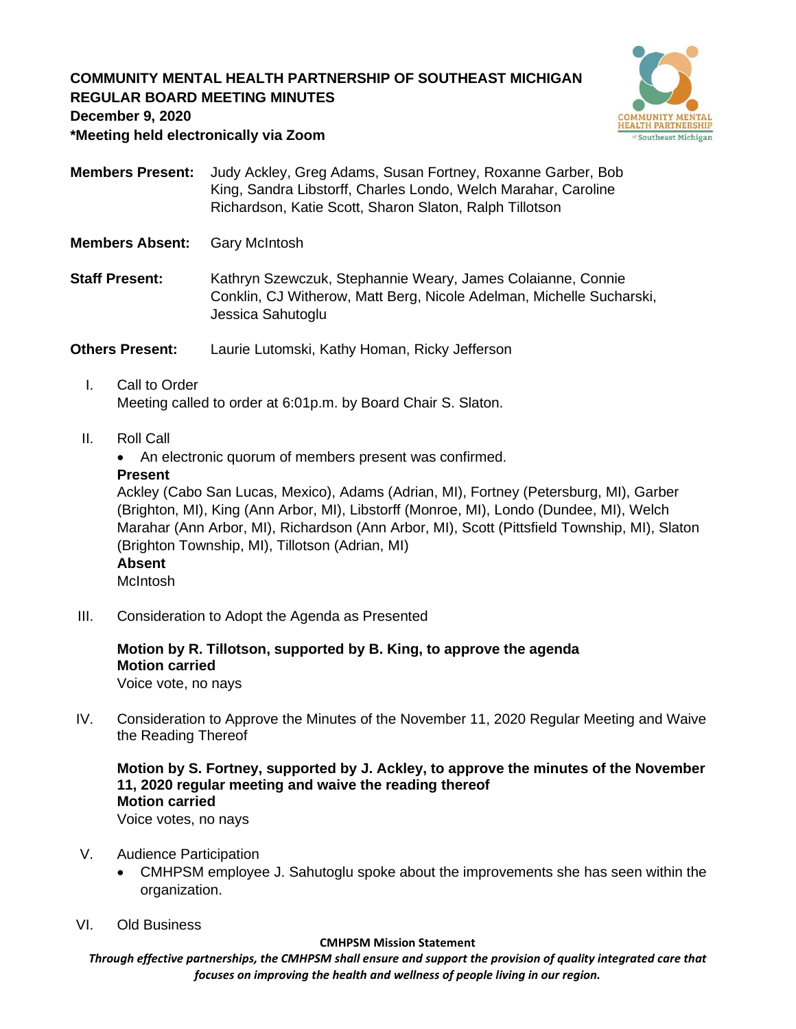# COMMUNITY MENTAL HEALTH PARTNERSHIP OF SOUTHEAST MICHIGAN
## REGULAR BOARD MEETING MINUTES
**December 9, 2020**
**\*Meeting held electronically via Zoom**

**Members Present:** Judy Ackley, Greg Adams, Susan Fortney, Roxanne Garber, Bob King, Sandra Libstorff, Charles Londo, Welch Marahar, Caroline Richardson, Katie Scott, Sharon Slaton, Ralph Tillotson

**Members Absent:** Gary McIntosh

**Staff Present:** Kathryn Szewczuk, Stephannie Weary, James Colaianne, Connie Conklin, CJ Witherow, Matt Berg, Nicole Adelman, Michelle Sucharski, Jessica Sahutoglu

**Others Present:** Laurie Lutomski, Kathy Homan, Ricky Jefferson

I. Call to Order
Meeting called to order at 6:01p.m. by Board Chair S. Slaton.

II. Roll Call
- An electronic quorum of members present was confirmed.

**Present**
Ackley (Cabo San Lucas, Mexico), Adams (Adrian, MI), Fortney (Petersburg, MI), Garber (Brighton, MI), King (Ann Arbor, MI), Libstorff (Monroe, MI), Londo (Dundee, MI), Welch Marahar (Ann Arbor, MI), Richardson (Ann Arbor, MI), Scott (Pittsfield Township, MI), Slaton (Brighton Township, MI), Tillotson (Adrian, MI)
**Absent**
McIntosh

III. Consideration to Adopt the Agenda as Presented

**Motion by R. Tillotson, supported by B. King, to approve the agenda**
**Motion carried**
Voice vote, no nays

IV. Consideration to Approve the Minutes of the November 11, 2020 Regular Meeting and Waive the Reading Thereof

**Motion by S. Fortney, supported by J. Ackley, to approve the minutes of the November 11, 2020 regular meeting and waive the reading thereof**
**Motion carried**
Voice votes, no nays

V. Audience Participation
- CMHPSM employee J. Sahutoglu spoke about the improvements she has seen within the organization.

VI. Old Business

**CMHPSM Mission Statement**
***Through effective partnerships, the CMHPSM shall ensure and support the provision of quality integrated care that focuses on improving the health and wellness of people living in our region.***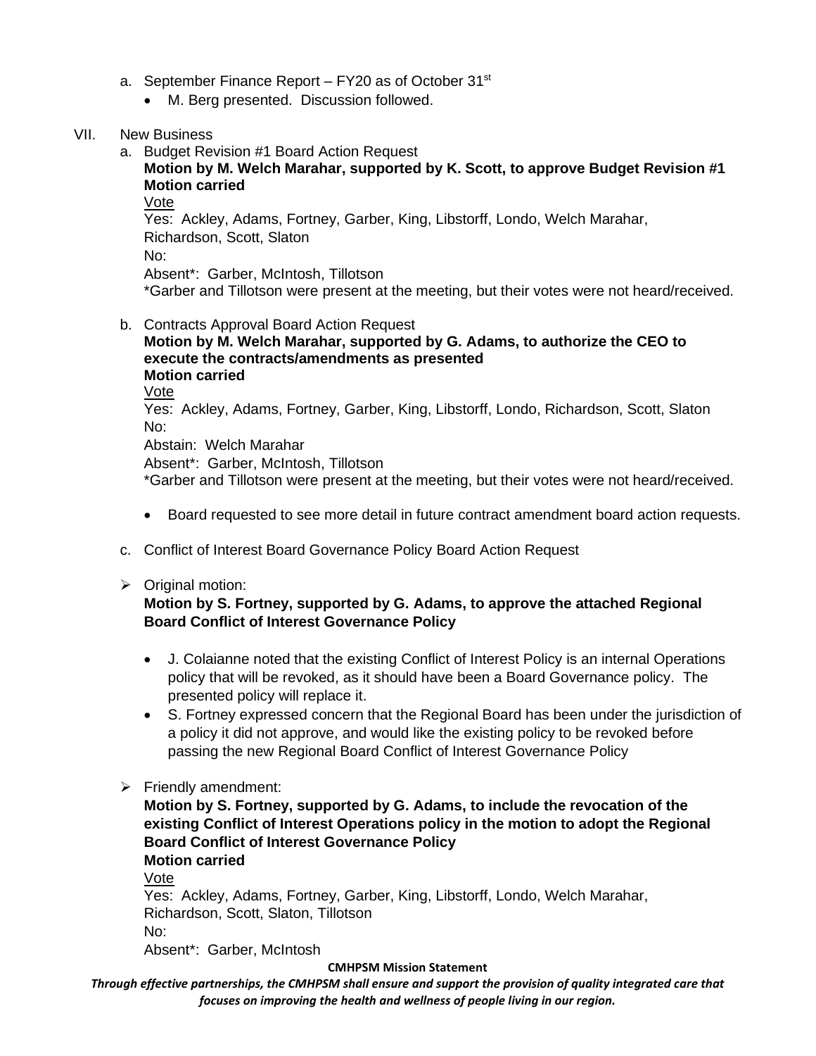a. September Finance Report – FY20 as of October 31st
   - M. Berg presented. Discussion followed.

VII. New Business

a. Budget Revision #1 Board Action Request

**Motion by M. Welch Marahar, supported by K. Scott, to approve Budget Revision #1**
**Motion carried**

Vote
Yes: Ackley, Adams, Fortney, Garber, King, Libstorff, Londo, Welch Marahar, Richardson, Scott, Slaton
No:
Absent*: Garber, McIntosh, Tillotson
*Garber and Tillotson were present at the meeting, but their votes were not heard/received.

b. Contracts Approval Board Action Request

**Motion by M. Welch Marahar, supported by G. Adams, to authorize the CEO to execute the contracts/amendments as presented**
**Motion carried**

Vote
Yes: Ackley, Adams, Fortney, Garber, King, Libstorff, Londo, Richardson, Scott, Slaton
No:
Abstain: Welch Marahar
Absent*: Garber, McIntosh, Tillotson
*Garber and Tillotson were present at the meeting, but their votes were not heard/received.

- Board requested to see more detail in future contract amendment board action requests.

c. Conflict of Interest Board Governance Policy Board Action Request

- Original motion:
  **Motion by S. Fortney, supported by G. Adams, to approve the attached Regional Board Conflict of Interest Governance Policy**
  - J. Colaianne noted that the existing Conflict of Interest Policy is an internal Operations policy that will be revoked, as it should have been a Board Governance policy. The presented policy will replace it.
  - S. Fortney expressed concern that the Regional Board has been under the jurisdiction of a policy it did not approve, and would like the existing policy to be revoked before passing the new Regional Board Conflict of Interest Governance Policy

- Friendly amendment:
  **Motion by S. Fortney, supported by G. Adams, to include the revocation of the existing Conflict of Interest Operations policy in the motion to adopt the Regional Board Conflict of Interest Governance Policy**
  **Motion carried**

  Vote
  Yes: Ackley, Adams, Fortney, Garber, King, Libstorff, Londo, Welch Marahar, Richardson, Scott, Slaton, Tillotson
  No:
  Absent*: Garber, McIntosh

**CMHPSM Mission Statement**

***Through effective partnerships, the CMHPSM shall ensure and support the provision of quality integrated care that focuses on improving the health and wellness of people living in our region.***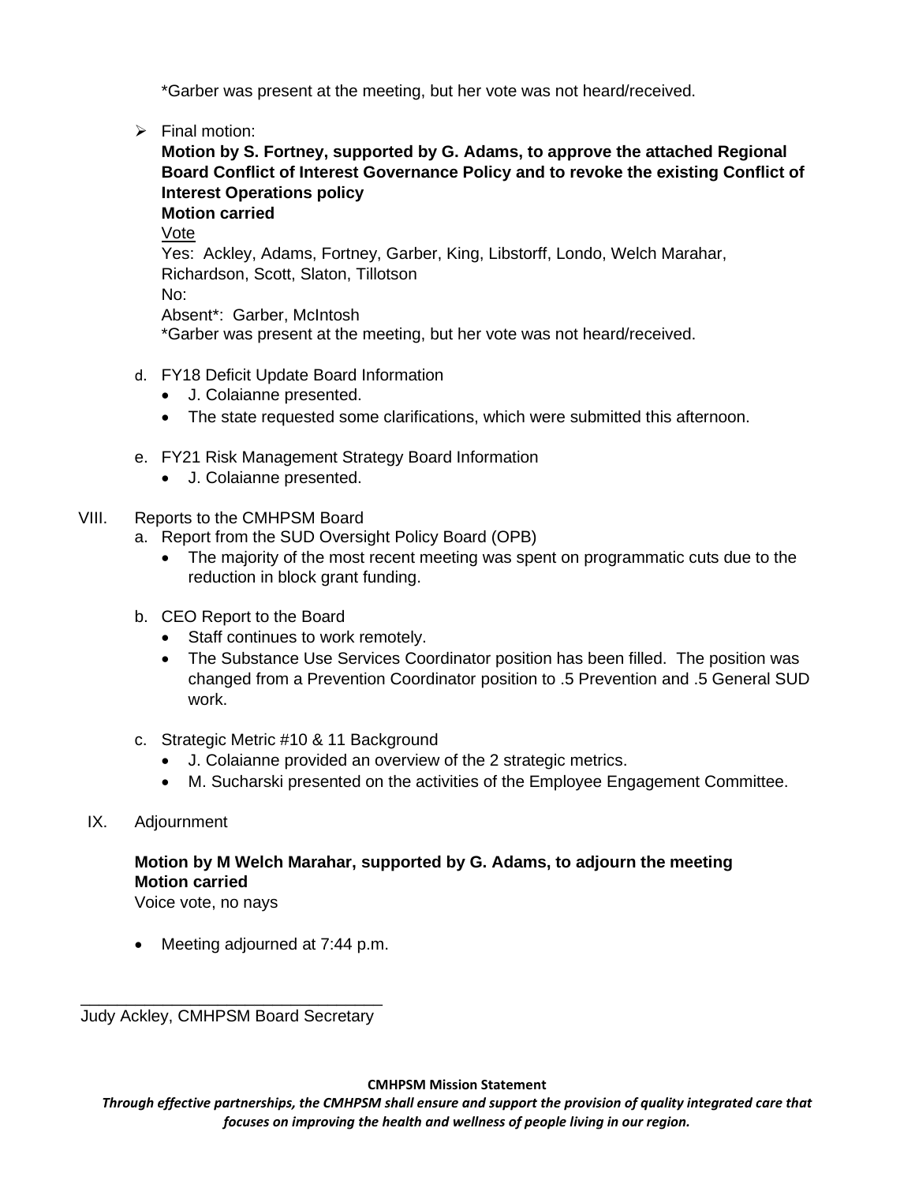*Garber was present at the meeting, but her vote was not heard/received.

- Final motion:

  **Motion by S. Fortney, supported by G. Adams, to approve the attached Regional Board Conflict of Interest Governance Policy and to revoke the existing Conflict of Interest Operations policy**
  **Motion carried**
  Vote
  Yes: Ackley, Adams, Fortney, Garber, King, Libstorff, Londo, Welch Marahar, Richardson, Scott, Slaton, Tillotson
  No:
  Absent*: Garber, McIntosh
  *Garber was present at the meeting, but her vote was not heard/received.

d. FY18 Deficit Update Board Information
- J. Colaianne presented.
- The state requested some clarifications, which were submitted this afternoon.

e. FY21 Risk Management Strategy Board Information
- J. Colaianne presented.

VIII. Reports to the CMHPSM Board

a. Report from the SUD Oversight Policy Board (OPB)
- The majority of the most recent meeting was spent on programmatic cuts due to the reduction in block grant funding.

b. CEO Report to the Board
- Staff continues to work remotely.
- The Substance Use Services Coordinator position has been filled. The position was changed from a Prevention Coordinator position to .5 Prevention and .5 General SUD work.

c. Strategic Metric #10 & 11 Background
- J. Colaianne provided an overview of the 2 strategic metrics.
- M. Sucharski presented on the activities of the Employee Engagement Committee.

IX. Adjournment

**Motion by M Welch Marahar, supported by G. Adams, to adjourn the meeting**
**Motion carried**
Voice vote, no nays

- Meeting adjourned at 7:44 p.m.

\_\_\_\_\_\_\_\_\_\_\_\_\_\_\_\_\_\_\_\_\_\_\_\_\_\_\_\_\_\_\_\_
Judy Ackley, CMHPSM Board Secretary

**CMHPSM Mission Statement**

***Through effective partnerships, the CMHPSM shall ensure and support the provision of quality integrated care that focuses on improving the health and wellness of people living in our region.***